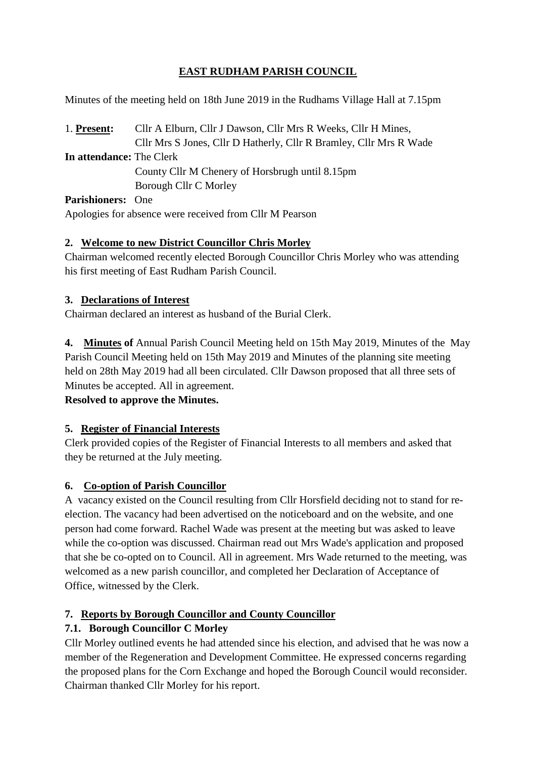# EAST RUDHAM PARISH COUNCIL

Minutes of the meeting held on 18th June 2019 in the Rudhams Village Hall at 7.15pm

1. **Present:** Cllr A Elburn, Cllr J Dawson, Cllr Mrs R Weeks, Cllr H Mines, Cllr Mrs S Jones, Cllr D Hatherly, Cllr R Bramley, Cllr Mrs R Wade

**In attendance:** The Clerk
County Cllr M Chenery of Horsbrugh until 8.15pm
Borough Cllr C Morley

**Parishioners:** One

Apologies for absence were received from Cllr M Pearson

## 2. Welcome to new District Councillor Chris Morley

Chairman welcomed recently elected Borough Councillor Chris Morley who was attending his first meeting of East Rudham Parish Council.

## 3. Declarations of Interest

Chairman declared an interest as husband of the Burial Clerk.

**4. Minutes of** Annual Parish Council Meeting held on 15th May 2019, Minutes of the May Parish Council Meeting held on 15th May 2019 and Minutes of the planning site meeting held on 28th May 2019 had all been circulated. Cllr Dawson proposed that all three sets of Minutes be accepted. All in agreement.

**Resolved to approve the Minutes.**

## 5. Register of Financial Interests

Clerk provided copies of the Register of Financial Interests to all members and asked that they be returned at the July meeting.

## 6. Co-option of Parish Councillor

A vacancy existed on the Council resulting from Cllr Horsfield deciding not to stand for re-election. The vacancy had been advertised on the noticeboard and on the website, and one person had come forward. Rachel Wade was present at the meeting but was asked to leave while the co-option was discussed. Chairman read out Mrs Wade's application and proposed that she be co-opted on to Council. All in agreement. Mrs Wade returned to the meeting, was welcomed as a new parish councillor, and completed her Declaration of Acceptance of Office, witnessed by the Clerk.

## 7. Reports by Borough Councillor and County Councillor

### 7.1. Borough Councillor C Morley

Cllr Morley outlined events he had attended since his election, and advised that he was now a member of the Regeneration and Development Committee. He expressed concerns regarding the proposed plans for the Corn Exchange and hoped the Borough Council would reconsider. Chairman thanked Cllr Morley for his report.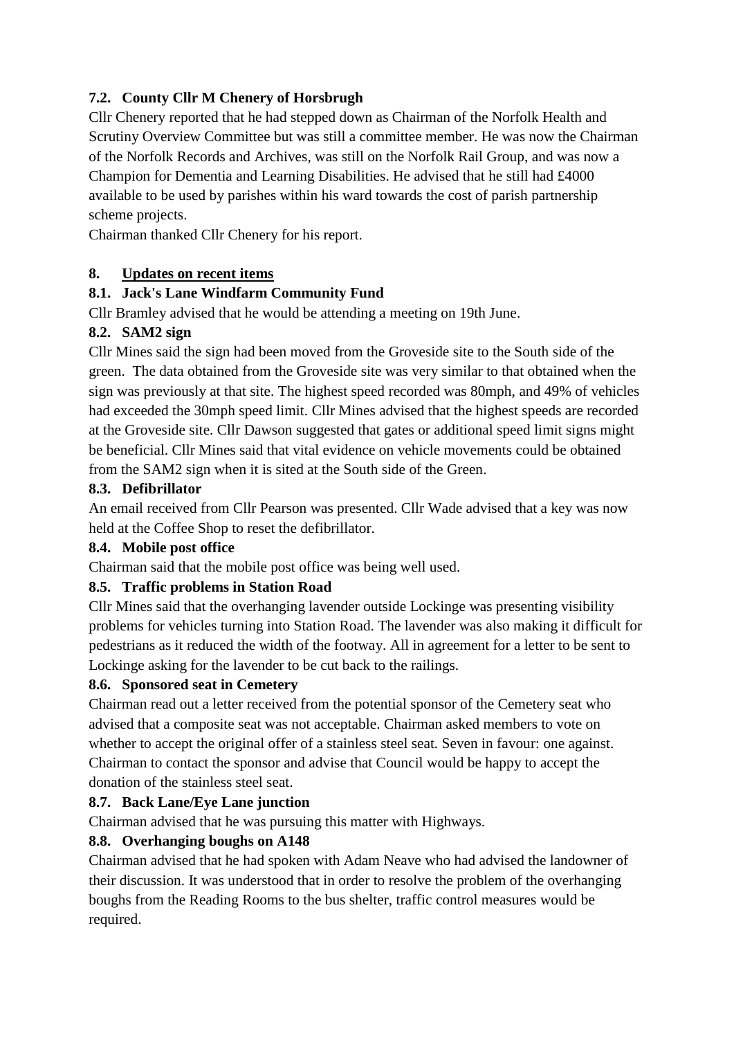### 7.2. County Cllr M Chenery of Horsbrugh

Cllr Chenery reported that he had stepped down as Chairman of the Norfolk Health and Scrutiny Overview Committee but was still a committee member. He was now the Chairman of the Norfolk Records and Archives, was still on the Norfolk Rail Group, and was now a Champion for Dementia and Learning Disabilities. He advised that he still had £4000 available to be used by parishes within his ward towards the cost of parish partnership scheme projects.

Chairman thanked Cllr Chenery for his report.

## 8. <u>Updates on recent items</u>

### 8.1. Jack's Lane Windfarm Community Fund

Cllr Bramley advised that he would be attending a meeting on 19th June.

### 8.2. SAM2 sign

Cllr Mines said the sign had been moved from the Groveside site to the South side of the green. The data obtained from the Groveside site was very similar to that obtained when the sign was previously at that site. The highest speed recorded was 80mph, and 49% of vehicles had exceeded the 30mph speed limit. Cllr Mines advised that the highest speeds are recorded at the Groveside site. Cllr Dawson suggested that gates or additional speed limit signs might be beneficial. Cllr Mines said that vital evidence on vehicle movements could be obtained from the SAM2 sign when it is sited at the South side of the Green.

### 8.3. Defibrillator

An email received from Cllr Pearson was presented. Cllr Wade advised that a key was now held at the Coffee Shop to reset the defibrillator.

### 8.4. Mobile post office

Chairman said that the mobile post office was being well used.

### 8.5. Traffic problems in Station Road

Cllr Mines said that the overhanging lavender outside Lockinge was presenting visibility problems for vehicles turning into Station Road. The lavender was also making it difficult for pedestrians as it reduced the width of the footway. All in agreement for a letter to be sent to Lockinge asking for the lavender to be cut back to the railings.

### 8.6. Sponsored seat in Cemetery

Chairman read out a letter received from the potential sponsor of the Cemetery seat who advised that a composite seat was not acceptable. Chairman asked members to vote on whether to accept the original offer of a stainless steel seat. Seven in favour: one against. Chairman to contact the sponsor and advise that Council would be happy to accept the donation of the stainless steel seat.

### 8.7. Back Lane/Eye Lane junction

Chairman advised that he was pursuing this matter with Highways.

### 8.8. Overhanging boughs on A148

Chairman advised that he had spoken with Adam Neave who had advised the landowner of their discussion. It was understood that in order to resolve the problem of the overhanging boughs from the Reading Rooms to the bus shelter, traffic control measures would be required.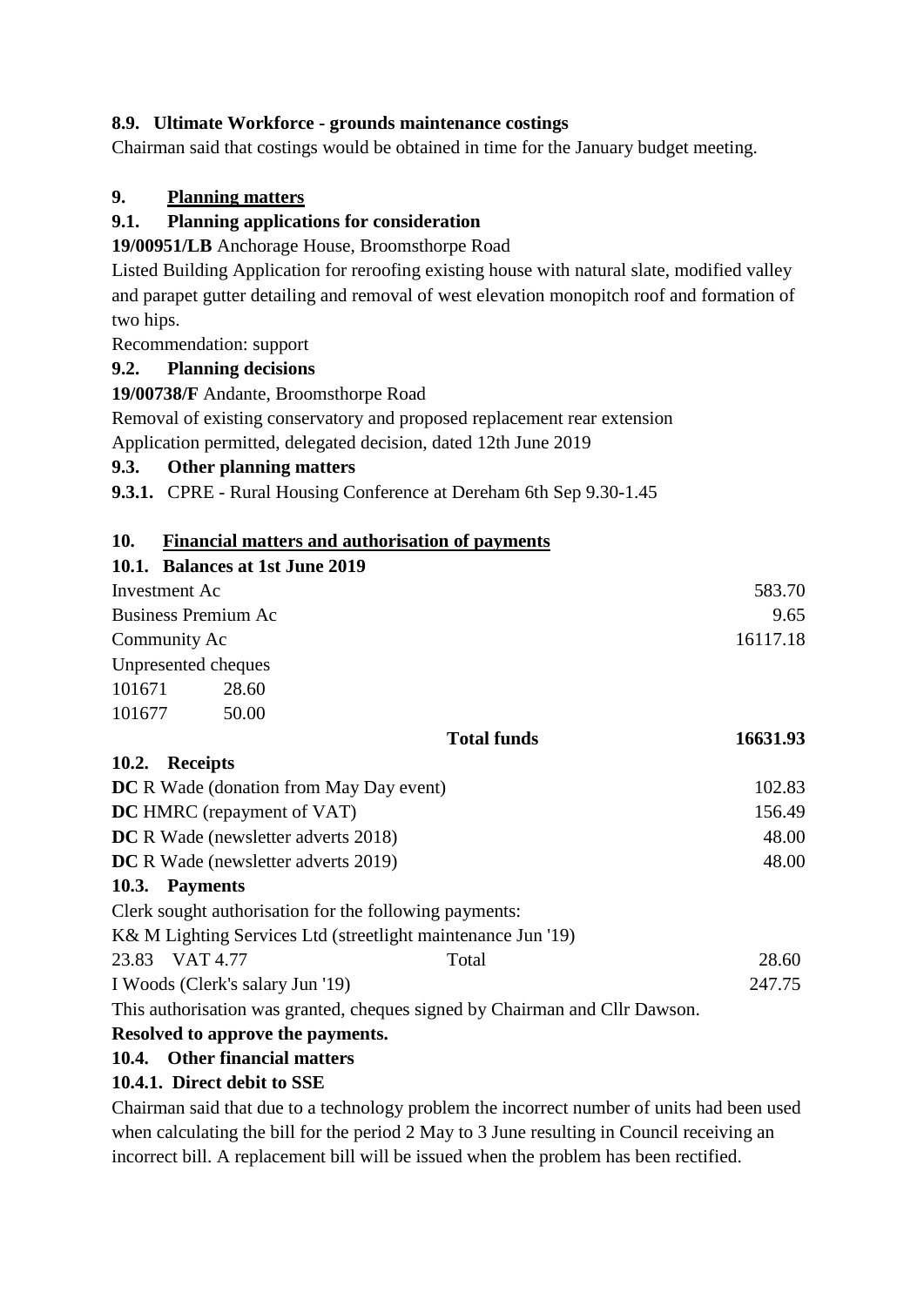**8.9. Ultimate Workforce - grounds maintenance costings**

Chairman said that costings would be obtained in time for the January budget meeting.

## 9. Planning matters

**9.1. Planning applications for consideration**

**19/00951/LB** Anchorage House, Broomsthorpe Road

Listed Building Application for reroofing existing house with natural slate, modified valley and parapet gutter detailing and removal of west elevation monopitch roof and formation of two hips.

Recommendation: support

**9.2. Planning decisions**

**19/00738/F** Andante, Broomsthorpe Road

Removal of existing conservatory and proposed replacement rear extension

Application permitted, delegated decision, dated 12th June 2019

**9.3. Other planning matters**

**9.3.1.** CPRE - Rural Housing Conference at Dereham 6th Sep 9.30-1.45

## 10. Financial matters and authorisation of payments

**10.1. Balances at 1st June 2019**

| | | |
|---|---|---|
| Investment Ac | | 583.70 |
| Business Premium Ac | | 9.65 |
| Community Ac | | 16117.18 |
| Unpresented cheques | | |
| 101671 | 28.60 | |
| 101677 | 50.00 | |
| | **Total funds** | **16631.93** |

**10.2. Receipts**

| | |
|---|---|
| **DC** R Wade (donation from May Day event) | 102.83 |
| **DC** HMRC (repayment of VAT) | 156.49 |
| **DC** R Wade (newsletter adverts 2018) | 48.00 |
| **DC** R Wade (newsletter adverts 2019) | 48.00 |

**10.3. Payments**

Clerk sought authorisation for the following payments:

| | | |
|---|---|---|
| K& M Lighting Services Ltd (streetlight maintenance Jun '19) | | |
| 23.83 VAT 4.77 | Total | 28.60 |
| I Woods (Clerk's salary Jun '19) | | 247.75 |

This authorisation was granted, cheques signed by Chairman and Cllr Dawson.

**Resolved to approve the payments.**

**10.4. Other financial matters**

**10.4.1. Direct debit to SSE**

Chairman said that due to a technology problem the incorrect number of units had been used when calculating the bill for the period 2 May to 3 June resulting in Council receiving an incorrect bill. A replacement bill will be issued when the problem has been rectified.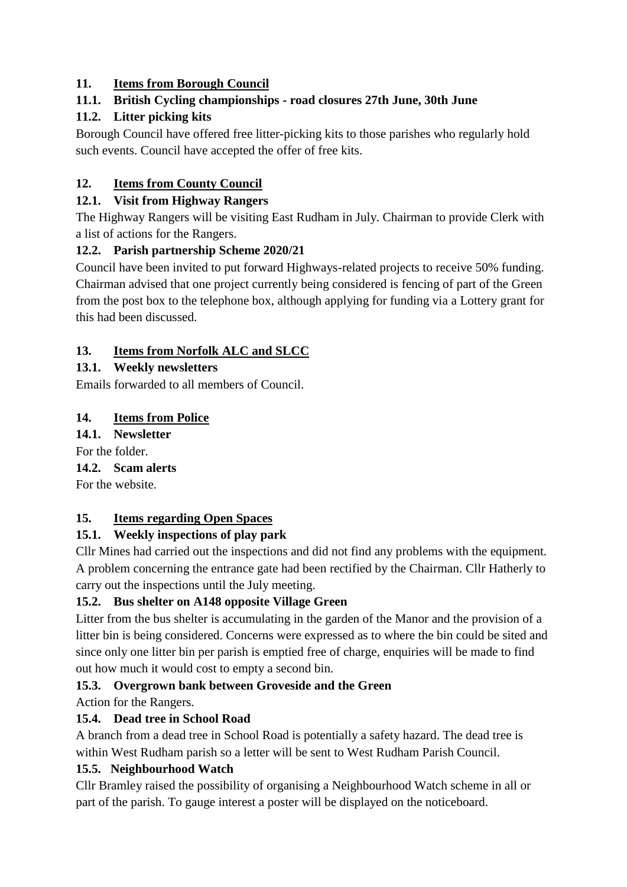## 11. Items from Borough Council

### 11.1. British Cycling championships - road closures 27th June, 30th June

### 11.2. Litter picking kits

Borough Council have offered free litter-picking kits to those parishes who regularly hold such events. Council have accepted the offer of free kits.

## 12. Items from County Council

### 12.1. Visit from Highway Rangers

The Highway Rangers will be visiting East Rudham in July. Chairman to provide Clerk with a list of actions for the Rangers.

### 12.2. Parish partnership Scheme 2020/21

Council have been invited to put forward Highways-related projects to receive 50% funding. Chairman advised that one project currently being considered is fencing of part of the Green from the post box to the telephone box, although applying for funding via a Lottery grant for this had been discussed.

## 13. Items from Norfolk ALC and SLCC

### 13.1. Weekly newsletters

Emails forwarded to all members of Council.

## 14. Items from Police

### 14.1. Newsletter

For the folder.

### 14.2. Scam alerts

For the website.

## 15. Items regarding Open Spaces

### 15.1. Weekly inspections of play park

Cllr Mines had carried out the inspections and did not find any problems with the equipment. A problem concerning the entrance gate had been rectified by the Chairman. Cllr Hatherly to carry out the inspections until the July meeting.

### 15.2. Bus shelter on A148 opposite Village Green

Litter from the bus shelter is accumulating in the garden of the Manor and the provision of a litter bin is being considered. Concerns were expressed as to where the bin could be sited and since only one litter bin per parish is emptied free of charge, enquiries will be made to find out how much it would cost to empty a second bin.

### 15.3. Overgrown bank between Groveside and the Green

Action for the Rangers.

### 15.4. Dead tree in School Road

A branch from a dead tree in School Road is potentially a safety hazard. The dead tree is within West Rudham parish so a letter will be sent to West Rudham Parish Council.

### 15.5. Neighbourhood Watch

Cllr Bramley raised the possibility of organising a Neighbourhood Watch scheme in all or part of the parish. To gauge interest a poster will be displayed on the noticeboard.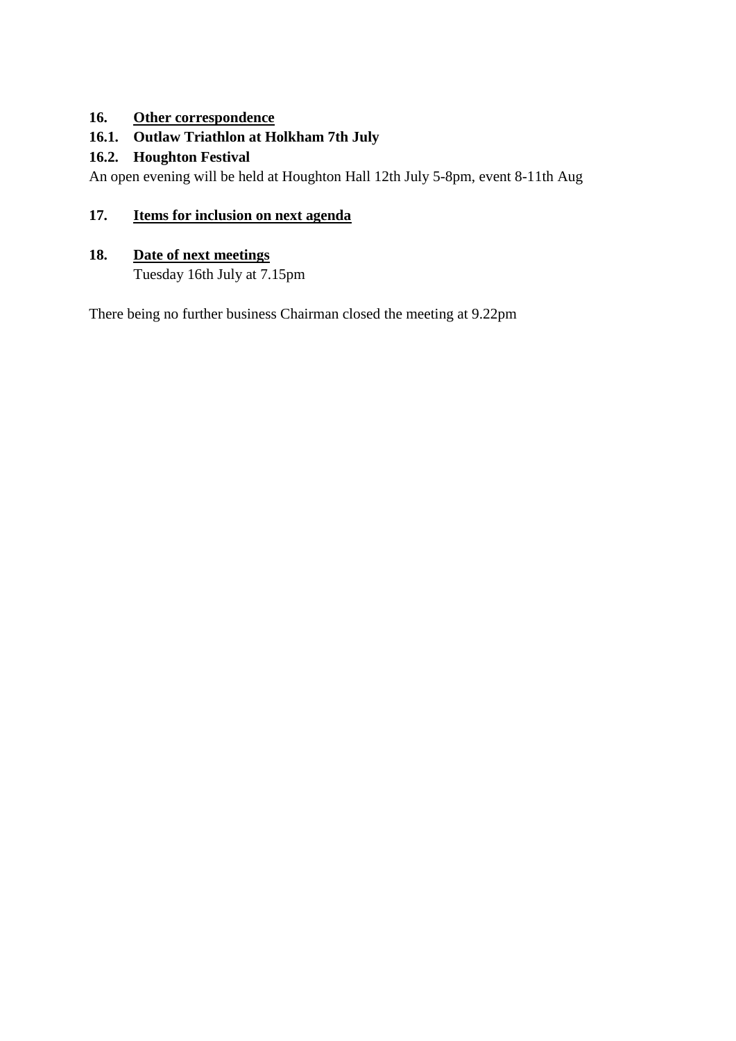**16. <u>Other correspondence</u>**

**16.1. Outlaw Triathlon at Holkham 7th July**

**16.2. Houghton Festival**

An open evening will be held at Houghton Hall 12th July 5-8pm, event 8-11th Aug

**17. <u>Items for inclusion on next agenda</u>**

**18. <u>Date of next meetings</u>**

Tuesday 16th July at 7.15pm

There being no further business Chairman closed the meeting at 9.22pm